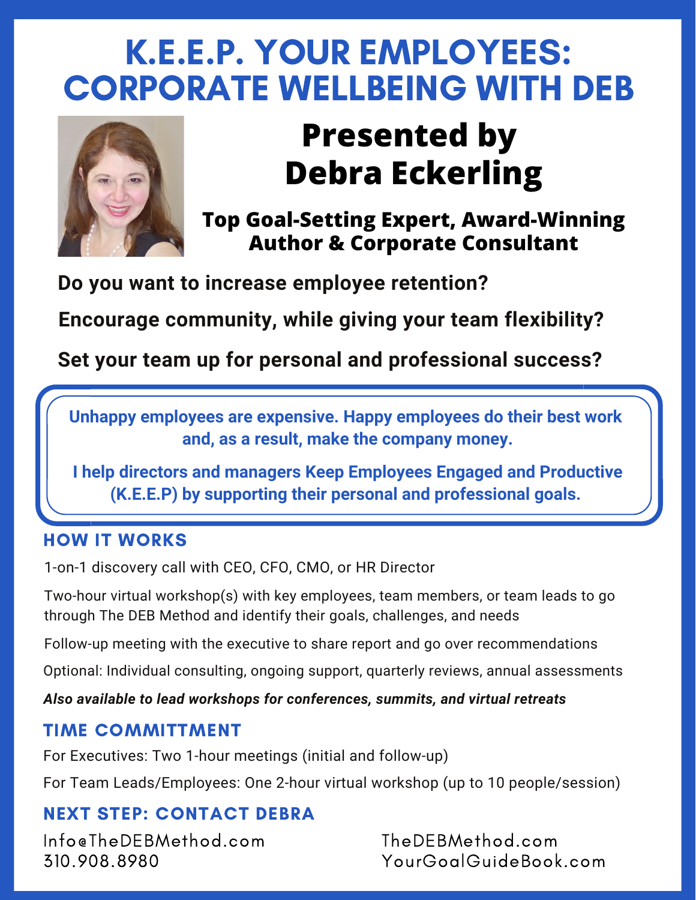# K.E.E.P. YOUR EMPLOYEES: CORPORATE WELLBEING WITH DEB

## Presented by Debra Eckerling

**Top Goal-Setting Expert, Award-Winning Author & Corporate Consultant**

**Do you want to increase employee retention?**

**Encourage community, while giving your team flexibility?**

**Set your team up for personal and professional success?**

**Unhappy employees are expensive. Happy employees do their best work and, as a result, make the company money.**

**I help directors and managers Keep Employees Engaged and Productive (K.E.E.P) by supporting their personal and professional goals.**

## HOW IT WORKS

1-on-1 discovery call with CEO, CFO, CMO, or HR Director

Two-hour virtual workshop(s) with key employees, team members, or team leads to go through The DEB Method and identify their goals, challenges, and needs

Follow-up meeting with the executive to share report and go over recommendations

Optional: Individual consulting, ongoing support, quarterly reviews, annual assessments

***Also available to lead workshops for conferences, summits, and virtual retreats***

## TIME COMMITTMENT

For Executives: Two 1-hour meetings (initial and follow-up)

For Team Leads/Employees: One 2-hour virtual workshop (up to 10 people/session)

## NEXT STEP: CONTACT DEBRA

Info@TheDEBMethod.com
310.908.8980

TheDEBMethod.com
YourGoalGuideBook.com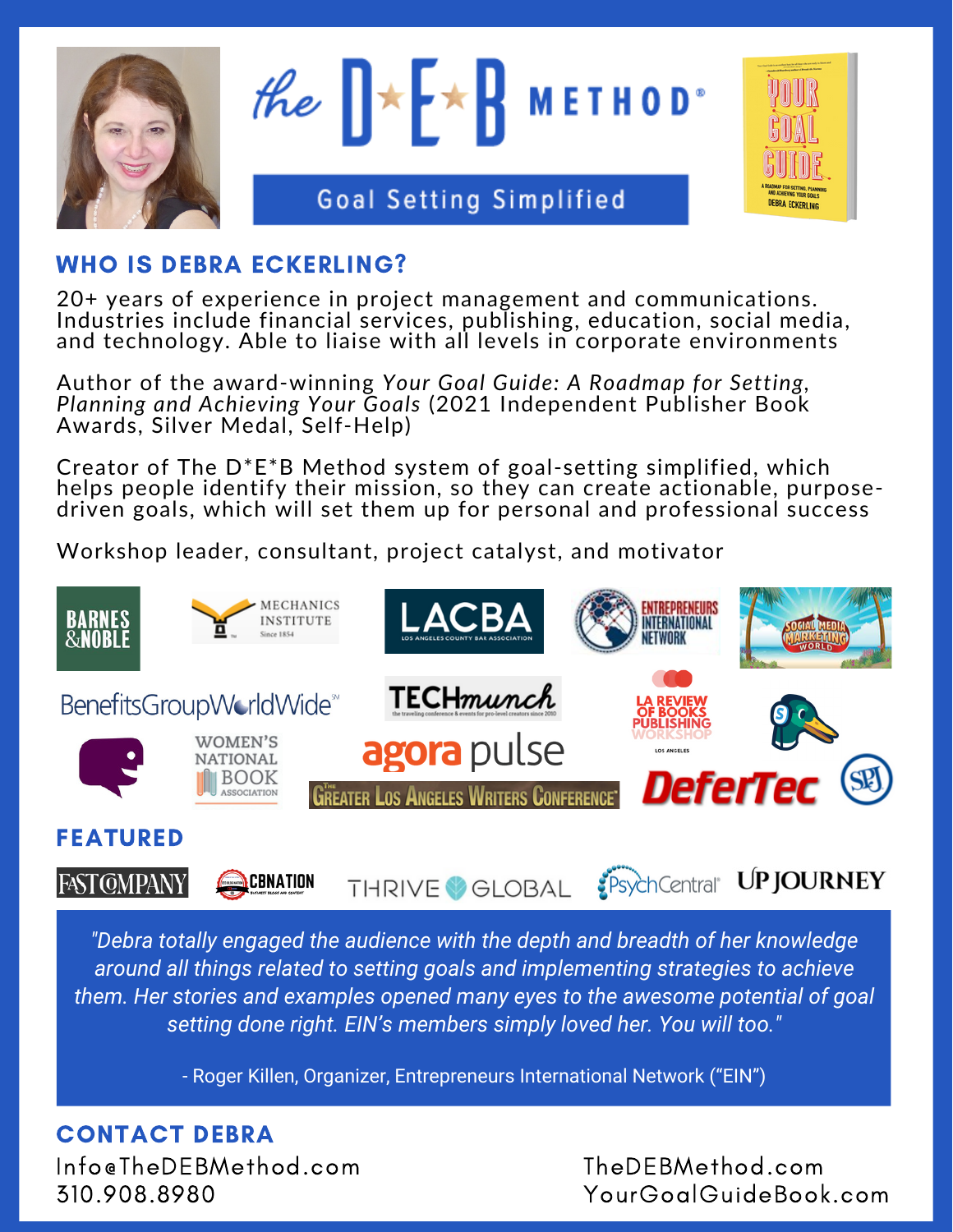# the D*E*B METHOD®

Goal Setting Simplified

## WHO IS DEBRA ECKERLING?

20+ years of experience in project management and communications. Industries include financial services, publishing, education, social media, and technology. Able to liaise with all levels in corporate environments

Author of the award-winning *Your Goal Guide: A Roadmap for Setting, Planning and Achieving Your Goals* (2021 Independent Publisher Book Awards, Silver Medal, Self-Help)

Creator of The D*E*B Method system of goal-setting simplified, which helps people identify their mission, so they can create actionable, purpose-driven goals, which will set them up for personal and professional success

Workshop leader, consultant, project catalyst, and motivator

BARNES & NOBLE · MECHANICS INSTITUTE Since 1854 · LACBA LOS ANGELES COUNTY BAR ASSOCIATION · ENTREPRENEURS INTERNATIONAL NETWORK · SOCIAL MEDIA MARKETING WORLD · BenefitsGroupWorldWide · TECHmunch · LA REVIEW OF BOOKS PUBLISHING WORKSHOP LOS ANGELES · WOMEN'S NATIONAL BOOK ASSOCIATION · agora pulse · The Greater Los Angeles Writers Conference · DeferTec · SPJ

## FEATURED

FAST COMPANY · CBNATION · THRIVE GLOBAL · PsychCentral · UP JOURNEY

*"Debra totally engaged the audience with the depth and breadth of her knowledge around all things related to setting goals and implementing strategies to achieve them. Her stories and examples opened many eyes to the awesome potential of goal setting done right. EIN's members simply loved her. You will too."*

- Roger Killen, Organizer, Entrepreneurs International Network ("EIN")

## CONTACT DEBRA

Info@TheDEBMethod.com
310.908.8980

TheDEBMethod.com
YourGoalGuideBook.com